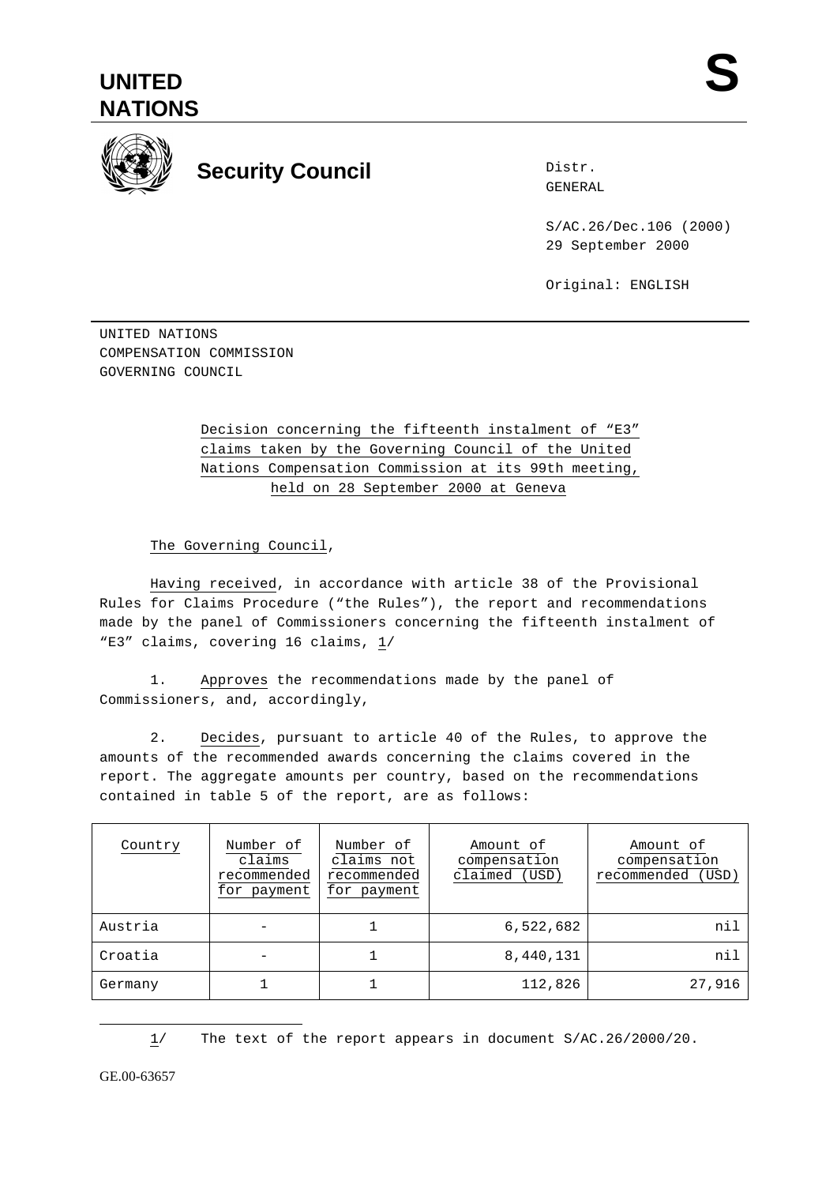# UNITED NATIONS

**S**

## Security Council

Distr.
GENERAL

S/AC.26/Dec.106 (2000)
29 September 2000

Original: ENGLISH

UNITED NATIONS
COMPENSATION COMMISSION
GOVERNING COUNCIL

Decision concerning the fifteenth instalment of "E3" claims taken by the Governing Council of the United Nations Compensation Commission at its 99th meeting, held on 28 September 2000 at Geneva

The Governing Council,

Having received, in accordance with article 38 of the Provisional Rules for Claims Procedure ("the Rules"), the report and recommendations made by the panel of Commissioners concerning the fifteenth instalment of "E3" claims, covering 16 claims, 1/

1. Approves the recommendations made by the panel of Commissioners, and, accordingly,

2. Decides, pursuant to article 40 of the Rules, to approve the amounts of the recommended awards concerning the claims covered in the report. The aggregate amounts per country, based on the recommendations contained in table 5 of the report, are as follows:

| Country | Number of claims recommended for payment | Number of claims not recommended for payment | Amount of compensation claimed (USD) | Amount of compensation recommended (USD) |
|---|---|---|---|---|
| Austria | - | 1 | 6,522,682 | nil |
| Croatia | - | 1 | 8,440,131 | nil |
| Germany | 1 | 1 | 112,826 | 27,916 |

1/ The text of the report appears in document S/AC.26/2000/20.

GE.00-63657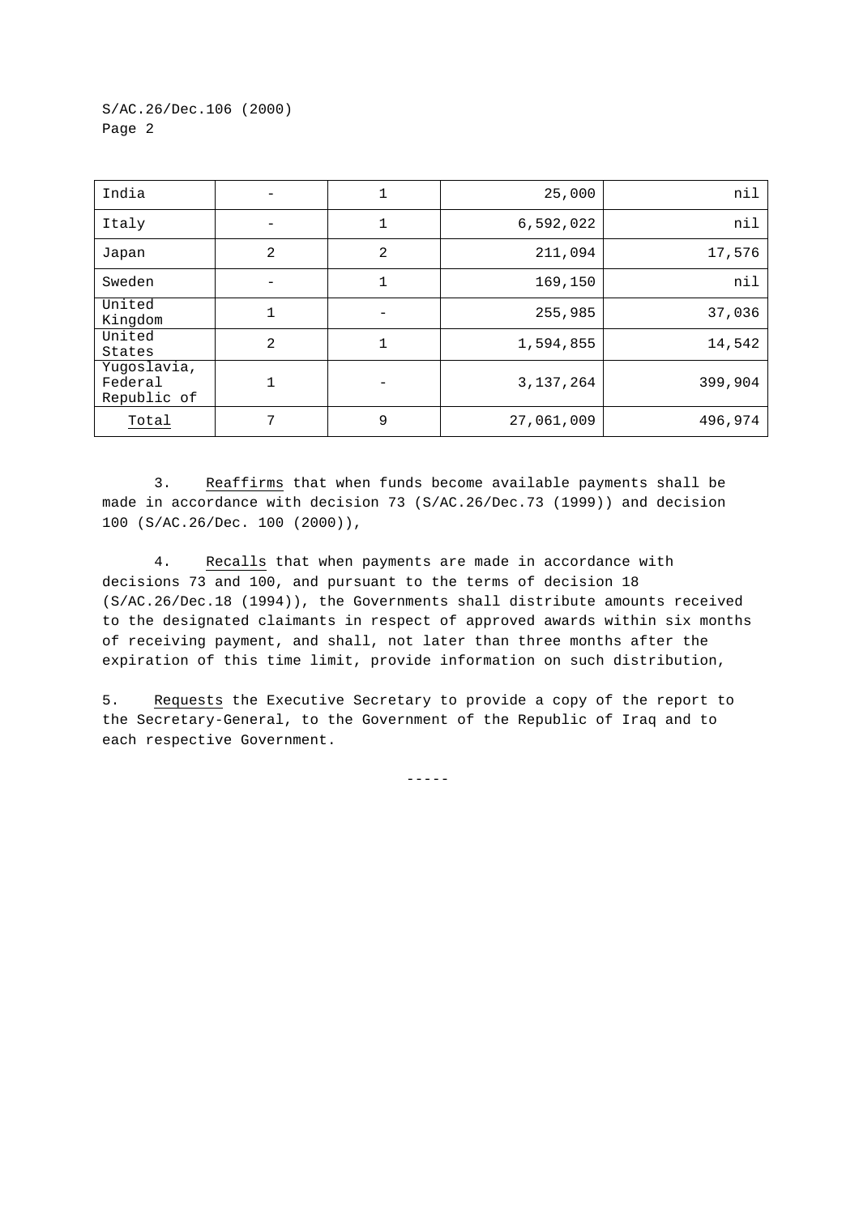| | | | | |
|---|---|---|---|---|
| India | - | 1 | 25,000 | nil |
| Italy | - | 1 | 6,592,022 | nil |
| Japan | 2 | 2 | 211,094 | 17,576 |
| Sweden | - | 1 | 169,150 | nil |
| United Kingdom | 1 | - | 255,985 | 37,036 |
| United States | 2 | 1 | 1,594,855 | 14,542 |
| Yugoslavia, Federal Republic of | 1 | - | 3,137,264 | 399,904 |
| Total | 7 | 9 | 27,061,009 | 496,974 |

3. Reaffirms that when funds become available payments shall be made in accordance with decision 73 (S/AC.26/Dec.73 (1999)) and decision 100 (S/AC.26/Dec. 100 (2000)),

4. Recalls that when payments are made in accordance with decisions 73 and 100, and pursuant to the terms of decision 18 (S/AC.26/Dec.18 (1994)), the Governments shall distribute amounts received to the designated claimants in respect of approved awards within six months of receiving payment, and shall, not later than three months after the expiration of this time limit, provide information on such distribution,

5. Requests the Executive Secretary to provide a copy of the report to the Secretary-General, to the Government of the Republic of Iraq and to each respective Government.

-----